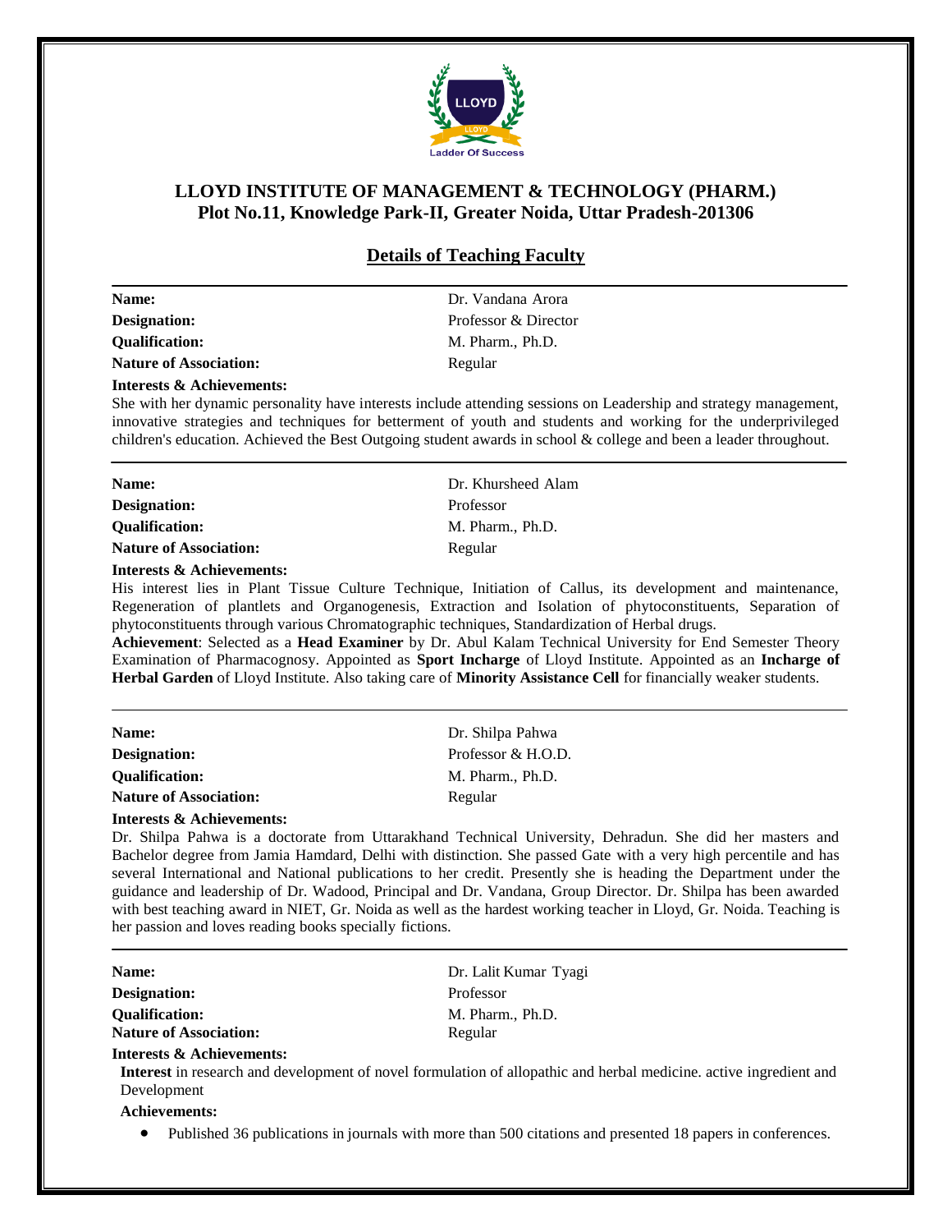# LLOYD INSTITUTE OF MANAGEMENT & TECHNOLOGY (PHARM.)
## Plot No.11, Knowledge Park-II, Greater Noida, Uttar Pradesh-201306

### Details of Teaching Faculty

---

**Name:** Dr. Vandana Arora
**Designation:** Professor & Director
**Qualification:** M. Pharm., Ph.D.
**Nature of Association:** Regular

**Interests & Achievements:**

She with her dynamic personality have interests include attending sessions on Leadership and strategy management, innovative strategies and techniques for betterment of youth and students and working for the underprivileged children's education. Achieved the Best Outgoing student awards in school & college and been a leader throughout.

---

**Name:** Dr. Khursheed Alam
**Designation:** Professor
**Qualification:** M. Pharm., Ph.D.
**Nature of Association:** Regular

**Interests & Achievements:**

His interest lies in Plant Tissue Culture Technique, Initiation of Callus, its development and maintenance, Regeneration of plantlets and Organogenesis, Extraction and Isolation of phytoconstituents, Separation of phytoconstituents through various Chromatographic techniques, Standardization of Herbal drugs.

**Achievement**: Selected as a **Head Examiner** by Dr. Abul Kalam Technical University for End Semester Theory Examination of Pharmacognosy. Appointed as **Sport Incharge** of Lloyd Institute. Appointed as an **Incharge of Herbal Garden** of Lloyd Institute. Also taking care of **Minority Assistance Cell** for financially weaker students.

---

**Name:** Dr. Shilpa Pahwa
**Designation:** Professor & H.O.D.
**Qualification:** M. Pharm., Ph.D.
**Nature of Association:** Regular

**Interests & Achievements:**

Dr. Shilpa Pahwa is a doctorate from Uttarakhand Technical University, Dehradun. She did her masters and Bachelor degree from Jamia Hamdard, Delhi with distinction. She passed Gate with a very high percentile and has several International and National publications to her credit. Presently she is heading the Department under the guidance and leadership of Dr. Wadood, Principal and Dr. Vandana, Group Director. Dr. Shilpa has been awarded with best teaching award in NIET, Gr. Noida as well as the hardest working teacher in Lloyd, Gr. Noida. Teaching is her passion and loves reading books specially fictions.

---

**Name:** Dr. Lalit Kumar Tyagi
**Designation:** Professor
**Qualification:** M. Pharm., Ph.D.
**Nature of Association:** Regular

**Interests & Achievements:**

**Interest** in research and development of novel formulation of allopathic and herbal medicine. active ingredient and Development

**Achievements:**

- Published 36 publications in journals with more than 500 citations and presented 18 papers in conferences.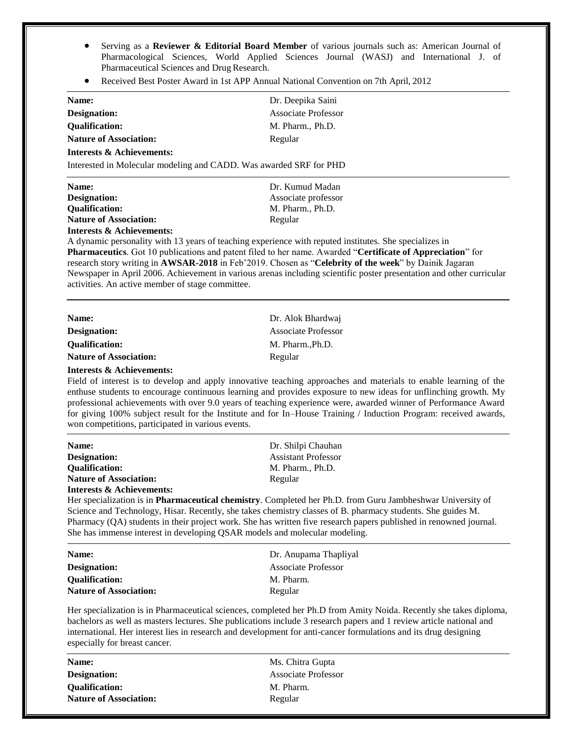- Serving as a **Reviewer & Editorial Board Member** of various journals such as: American Journal of Pharmacological Sciences, World Applied Sciences Journal (WASJ) and International J. of Pharmaceutical Sciences and Drug Research.
- Received Best Poster Award in 1st APP Annual National Convention on 7th April, 2012

---

**Name:** Dr. Deepika Saini
**Designation:** Associate Professor
**Qualification:** M. Pharm., Ph.D.
**Nature of Association:** Regular
**Interests & Achievements:**

Interested in Molecular modeling and CADD. Was awarded SRF for PHD

---

**Name:** Dr. Kumud Madan
**Designation:** Associate professor
**Qualification:** M. Pharm., Ph.D.
**Nature of Association:** Regular
**Interests & Achievements:**

A dynamic personality with 13 years of teaching experience with reputed institutes. She specializes in **Pharmaceutics**. Got 10 publications and patent filed to her name. Awarded "**Certificate of Appreciation**" for research story writing in **AWSAR-2018** in Feb'2019. Chosen as "**Celebrity of the week**" by Dainik Jagaran Newspaper in April 2006. Achievement in various arenas including scientific poster presentation and other curricular activities. An active member of stage committee.

---

**Name:** Dr. Alok Bhardwaj
**Designation:** Associate Professor
**Qualification:** M. Pharm.,Ph.D.
**Nature of Association:** Regular
**Interests & Achievements:**

Field of interest is to develop and apply innovative teaching approaches and materials to enable learning of the enthuse students to encourage continuous learning and provides exposure to new ideas for unflinching growth. My professional achievements with over 9.0 years of teaching experience were, awarded winner of Performance Award for giving 100% subject result for the Institute and for In–House Training / Induction Program: received awards, won competitions, participated in various events.

---

**Name:** Dr. Shilpi Chauhan
**Designation:** Assistant Professor
**Qualification:** M. Pharm., Ph.D.
**Nature of Association:** Regular
**Interests & Achievements:**

Her specialization is in **Pharmaceutical chemistry**. Completed her Ph.D. from Guru Jambheshwar University of Science and Technology, Hisar. Recently, she takes chemistry classes of B. pharmacy students. She guides M. Pharmacy (QA) students in their project work. She has written five research papers published in renowned journal. She has immense interest in developing QSAR models and molecular modeling.

---

**Name:** Dr. Anupama Thapliyal
**Designation:** Associate Professor
**Qualification:** M. Pharm.
**Nature of Association:** Regular

Her specialization is in Pharmaceutical sciences, completed her Ph.D from Amity Noida. Recently she takes diploma, bachelors as well as masters lectures. She publications include 3 research papers and 1 review article national and international. Her interest lies in research and development for anti-cancer formulations and its drug designing especially for breast cancer.

---

**Name:** Ms. Chitra Gupta
**Designation:** Associate Professor
**Qualification:** M. Pharm.
**Nature of Association:** Regular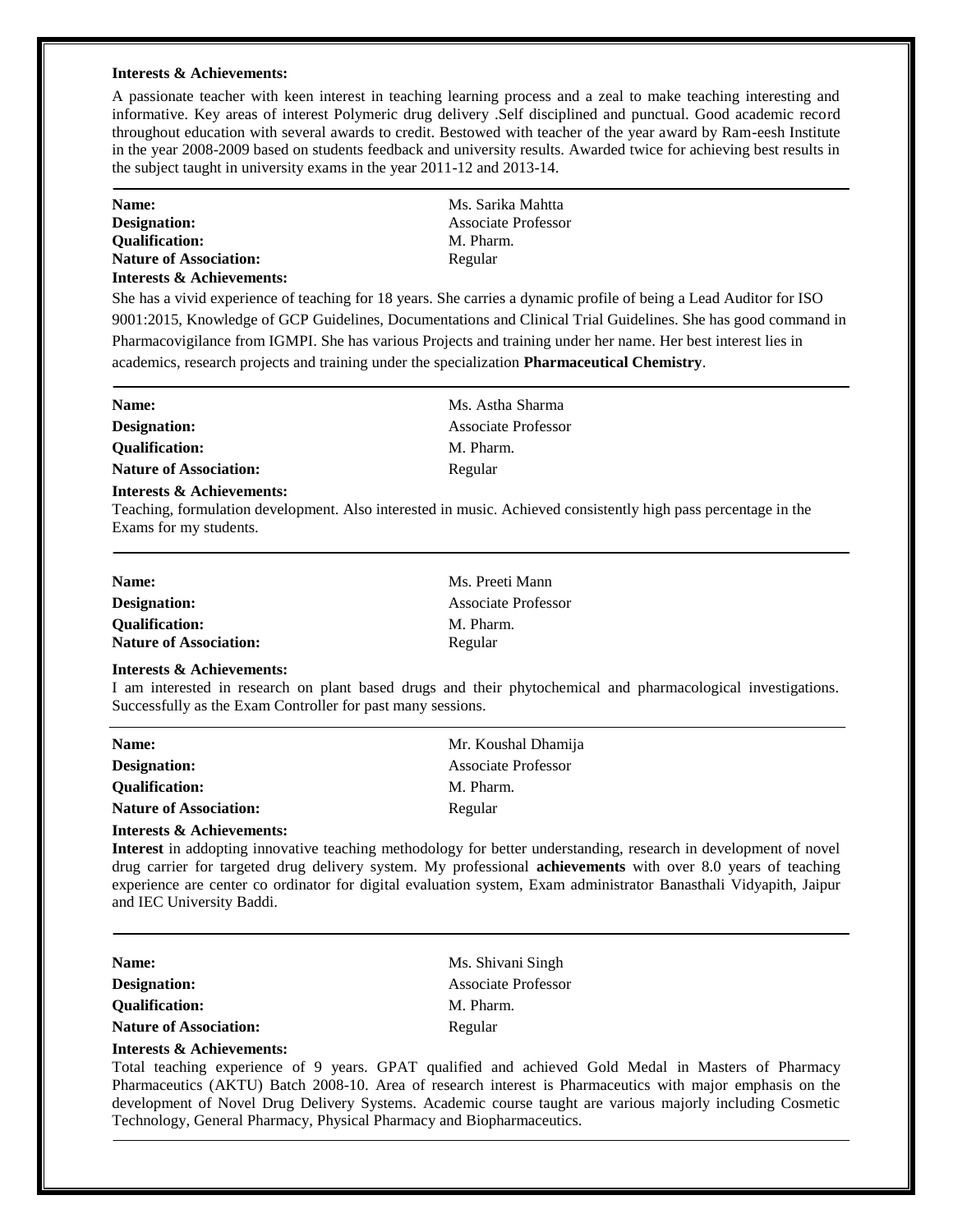**Interests & Achievements:**

A passionate teacher with keen interest in teaching learning process and a zeal to make teaching interesting and informative. Key areas of interest Polymeric drug delivery .Self disciplined and punctual. Good academic record throughout education with several awards to credit. Bestowed with teacher of the year award by Ram-eesh Institute in the year 2008-2009 based on students feedback and university results. Awarded twice for achieving best results in the subject taught in university exams in the year 2011-12 and 2013-14.

---

**Name:** Ms. Sarika Mahtta

**Designation:** Associate Professor

**Qualification:** M. Pharm.

**Nature of Association:** Regular

**Interests & Achievements:**

She has a vivid experience of teaching for 18 years. She carries a dynamic profile of being a Lead Auditor for ISO 9001:2015, Knowledge of GCP Guidelines, Documentations and Clinical Trial Guidelines. She has good command in Pharmacovigilance from IGMPI. She has various Projects and training under her name. Her best interest lies in academics, research projects and training under the specialization **Pharmaceutical Chemistry**.

---

**Name:** Ms. Astha Sharma

**Designation:** Associate Professor

**Qualification:** M. Pharm.

**Nature of Association:** Regular

**Interests & Achievements:**

Teaching, formulation development. Also interested in music. Achieved consistently high pass percentage in the Exams for my students.

---

**Name:** Ms. Preeti Mann

**Designation:** Associate Professor

**Qualification:** M. Pharm.

**Nature of Association:** Regular

**Interests & Achievements:**

I am interested in research on plant based drugs and their phytochemical and pharmacological investigations. Successfully as the Exam Controller for past many sessions.

---

**Name:** Mr. Koushal Dhamija

**Designation:** Associate Professor

**Qualification:** M. Pharm.

**Nature of Association:** Regular

**Interests & Achievements:**

**Interest** in addopting innovative teaching methodology for better understanding, research in development of novel drug carrier for targeted drug delivery system. My professional **achievements** with over 8.0 years of teaching experience are center co ordinator for digital evaluation system, Exam administrator Banasthali Vidyapith, Jaipur and IEC University Baddi.

---

**Name:** Ms. Shivani Singh

**Designation:** Associate Professor

**Qualification:** M. Pharm.

**Nature of Association:** Regular

**Interests & Achievements:**

Total teaching experience of 9 years. GPAT qualified and achieved Gold Medal in Masters of Pharmacy Pharmaceutics (AKTU) Batch 2008-10. Area of research interest is Pharmaceutics with major emphasis on the development of Novel Drug Delivery Systems. Academic course taught are various majorly including Cosmetic Technology, General Pharmacy, Physical Pharmacy and Biopharmaceutics.

---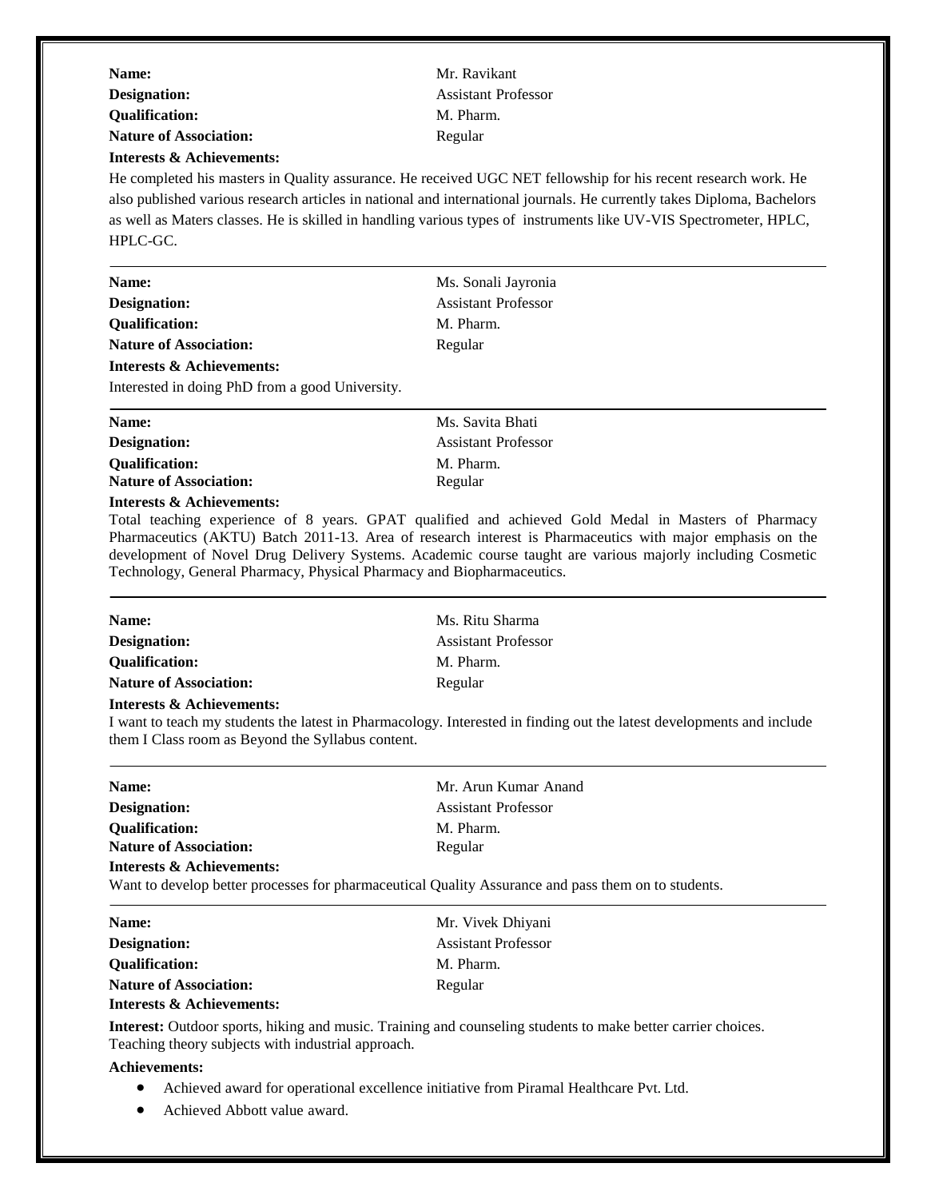**Name:** Mr. Ravikant
**Designation:** Assistant Professor
**Qualification:** M. Pharm.
**Nature of Association:** Regular
**Interests & Achievements:**

He completed his masters in Quality assurance. He received UGC NET fellowship for his recent research work. He also published various research articles in national and international journals. He currently takes Diploma, Bachelors as well as Maters classes. He is skilled in handling various types of instruments like UV-VIS Spectrometer, HPLC, HPLC-GC.

---

**Name:** Ms. Sonali Jayronia
**Designation:** Assistant Professor
**Qualification:** M. Pharm.
**Nature of Association:** Regular
**Interests & Achievements:**

Interested in doing PhD from a good University.

---

**Name:** Ms. Savita Bhati
**Designation:** Assistant Professor
**Qualification:** M. Pharm.
**Nature of Association:** Regular
**Interests & Achievements:**

Total teaching experience of 8 years. GPAT qualified and achieved Gold Medal in Masters of Pharmacy Pharmaceutics (AKTU) Batch 2011-13. Area of research interest is Pharmaceutics with major emphasis on the development of Novel Drug Delivery Systems. Academic course taught are various majorly including Cosmetic Technology, General Pharmacy, Physical Pharmacy and Biopharmaceutics.

---

**Name:** Ms. Ritu Sharma
**Designation:** Assistant Professor
**Qualification:** M. Pharm.
**Nature of Association:** Regular
**Interests & Achievements:**

I want to teach my students the latest in Pharmacology. Interested in finding out the latest developments and include them I Class room as Beyond the Syllabus content.

---

**Name:** Mr. Arun Kumar Anand
**Designation:** Assistant Professor
**Qualification:** M. Pharm.
**Nature of Association:** Regular
**Interests & Achievements:**

Want to develop better processes for pharmaceutical Quality Assurance and pass them on to students.

---

**Name:** Mr. Vivek Dhiyani
**Designation:** Assistant Professor
**Qualification:** M. Pharm.
**Nature of Association:** Regular
**Interests & Achievements:**

**Interest:** Outdoor sports, hiking and music. Training and counseling students to make better carrier choices. Teaching theory subjects with industrial approach.

**Achievements:**

- Achieved award for operational excellence initiative from Piramal Healthcare Pvt. Ltd.
- Achieved Abbott value award.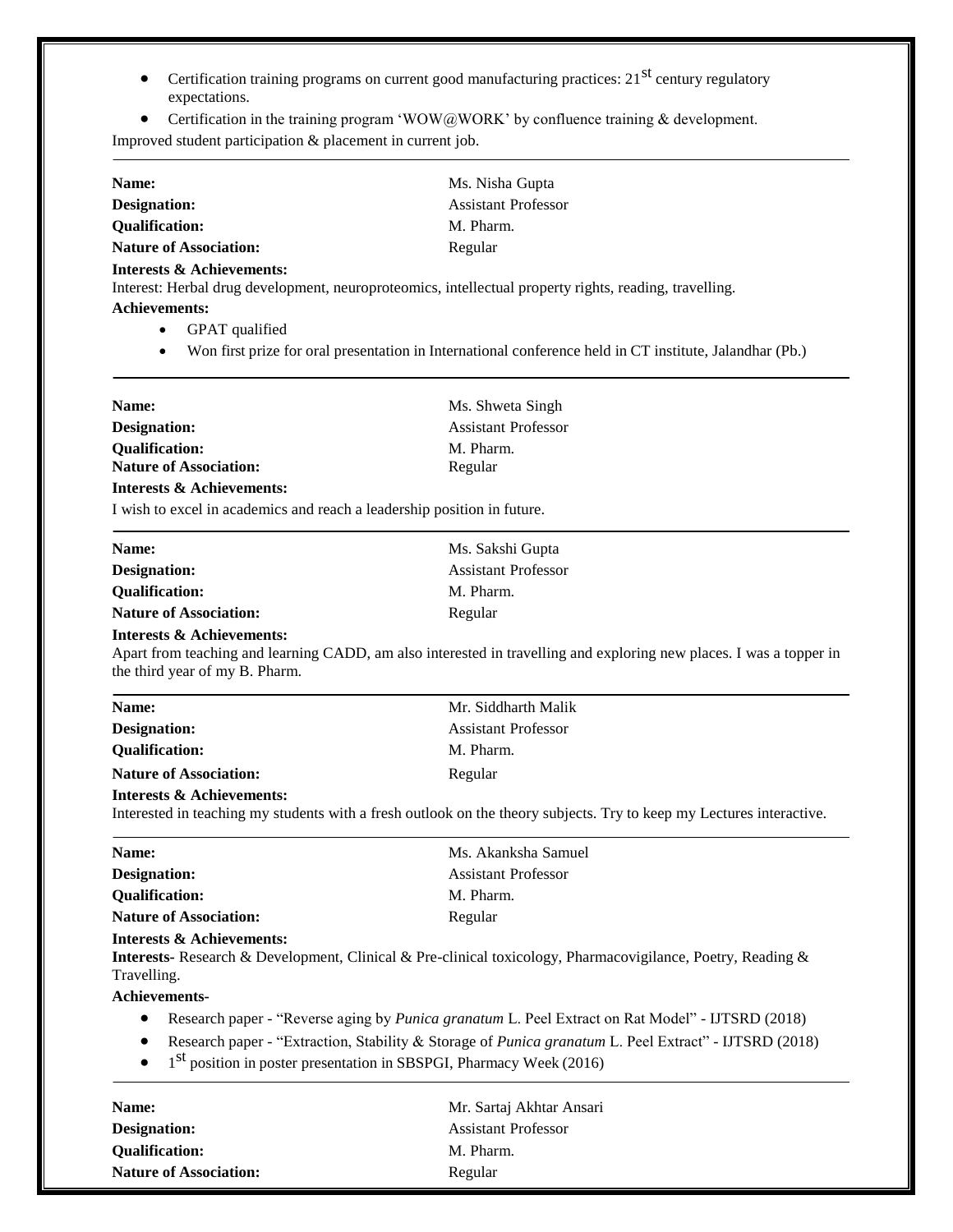- Certification training programs on current good manufacturing practices: 21[st] century regulatory expectations.
- Certification in the training program 'WOW@WORK' by confluence training & development.

Improved student participation & placement in current job.

---

**Name:** Ms. Nisha Gupta
**Designation:** Assistant Professor
**Qualification:** M. Pharm.
**Nature of Association:** Regular

**Interests & Achievements:**

Interest: Herbal drug development, neuroproteomics, intellectual property rights, reading, travelling.

**Achievements:**

- GPAT qualified
- Won first prize for oral presentation in International conference held in CT institute, Jalandhar (Pb.)

---

**Name:** Ms. Shweta Singh
**Designation:** Assistant Professor
**Qualification:** M. Pharm.
**Nature of Association:** Regular

**Interests & Achievements:**

I wish to excel in academics and reach a leadership position in future.

---

**Name:** Ms. Sakshi Gupta
**Designation:** Assistant Professor
**Qualification:** M. Pharm.
**Nature of Association:** Regular

**Interests & Achievements:**

Apart from teaching and learning CADD, am also interested in travelling and exploring new places. I was a topper in the third year of my B. Pharm.

---

**Name:** Mr. Siddharth Malik
**Designation:** Assistant Professor
**Qualification:** M. Pharm.
**Nature of Association:** Regular

**Interests & Achievements:**

Interested in teaching my students with a fresh outlook on the theory subjects. Try to keep my Lectures interactive.

---

**Name:** Ms. Akanksha Samuel
**Designation:** Assistant Professor
**Qualification:** M. Pharm.
**Nature of Association:** Regular

**Interests & Achievements:**

**Interests-** Research & Development, Clinical & Pre-clinical toxicology, Pharmacovigilance, Poetry, Reading & Travelling.

**Achievements-**

- Research paper - "Reverse aging by *Punica granatum* L. Peel Extract on Rat Model" - IJTSRD (2018)
- Research paper - "Extraction, Stability & Storage of *Punica granatum* L. Peel Extract" - IJTSRD (2018)
- 1[st] position in poster presentation in SBSPGI, Pharmacy Week (2016)

---

**Name:** Mr. Sartaj Akhtar Ansari
**Designation:** Assistant Professor
**Qualification:** M. Pharm.
**Nature of Association:** Regular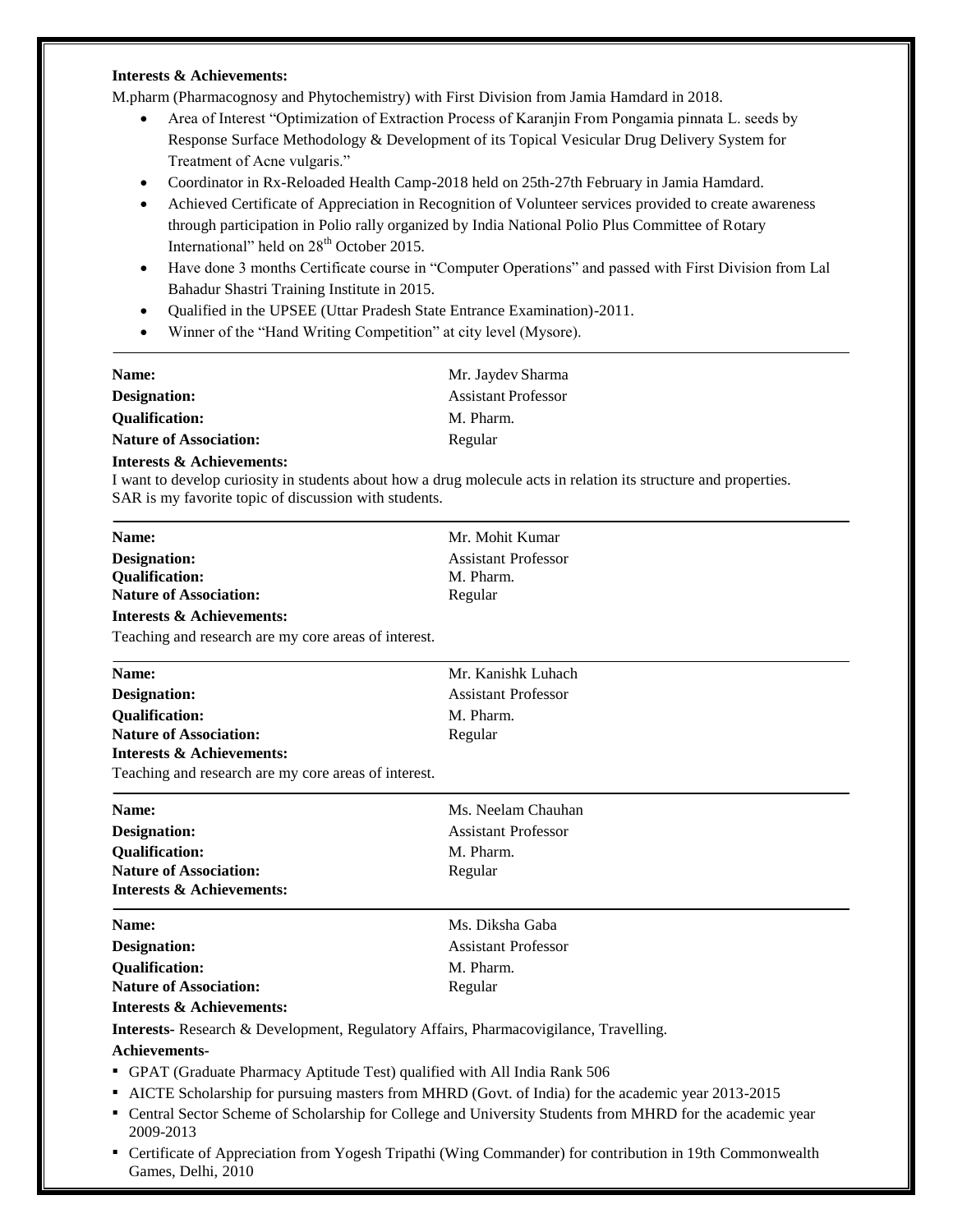**Interests & Achievements:**

M.pharm (Pharmacognosy and Phytochemistry) with First Division from Jamia Hamdard in 2018.

- Area of Interest "Optimization of Extraction Process of Karanjin From Pongamia pinnata L. seeds by Response Surface Methodology & Development of its Topical Vesicular Drug Delivery System for Treatment of Acne vulgaris."
- Coordinator in Rx-Reloaded Health Camp-2018 held on 25th-27th February in Jamia Hamdard.
- Achieved Certificate of Appreciation in Recognition of Volunteer services provided to create awareness through participation in Polio rally organized by India National Polio Plus Committee of Rotary International" held on 28th October 2015.
- Have done 3 months Certificate course in "Computer Operations" and passed with First Division from Lal Bahadur Shastri Training Institute in 2015.
- Qualified in the UPSEE (Uttar Pradesh State Entrance Examination)-2011.
- Winner of the "Hand Writing Competition" at city level (Mysore).

---

**Name:** Mr. Jaydev Sharma
**Designation:** Assistant Professor
**Qualification:** M. Pharm.
**Nature of Association:** Regular
**Interests & Achievements:**

I want to develop curiosity in students about how a drug molecule acts in relation its structure and properties. SAR is my favorite topic of discussion with students.

---

**Name:** Mr. Mohit Kumar
**Designation:** Assistant Professor
**Qualification:** M. Pharm.
**Nature of Association:** Regular
**Interests & Achievements:**

Teaching and research are my core areas of interest.

---

**Name:** Mr. Kanishk Luhach
**Designation:** Assistant Professor
**Qualification:** M. Pharm.
**Nature of Association:** Regular
**Interests & Achievements:**

Teaching and research are my core areas of interest.

---

**Name:** Ms. Neelam Chauhan
**Designation:** Assistant Professor
**Qualification:** M. Pharm.
**Nature of Association:** Regular
**Interests & Achievements:**

---

**Name:** Ms. Diksha Gaba
**Designation:** Assistant Professor
**Qualification:** M. Pharm.
**Nature of Association:** Regular
**Interests & Achievements:**

**Interests-** Research & Development, Regulatory Affairs, Pharmacovigilance, Travelling.

**Achievements-**

- GPAT (Graduate Pharmacy Aptitude Test) qualified with All India Rank 506
- AICTE Scholarship for pursuing masters from MHRD (Govt. of India) for the academic year 2013-2015
- Central Sector Scheme of Scholarship for College and University Students from MHRD for the academic year 2009-2013
- Certificate of Appreciation from Yogesh Tripathi (Wing Commander) for contribution in 19th Commonwealth Games, Delhi, 2010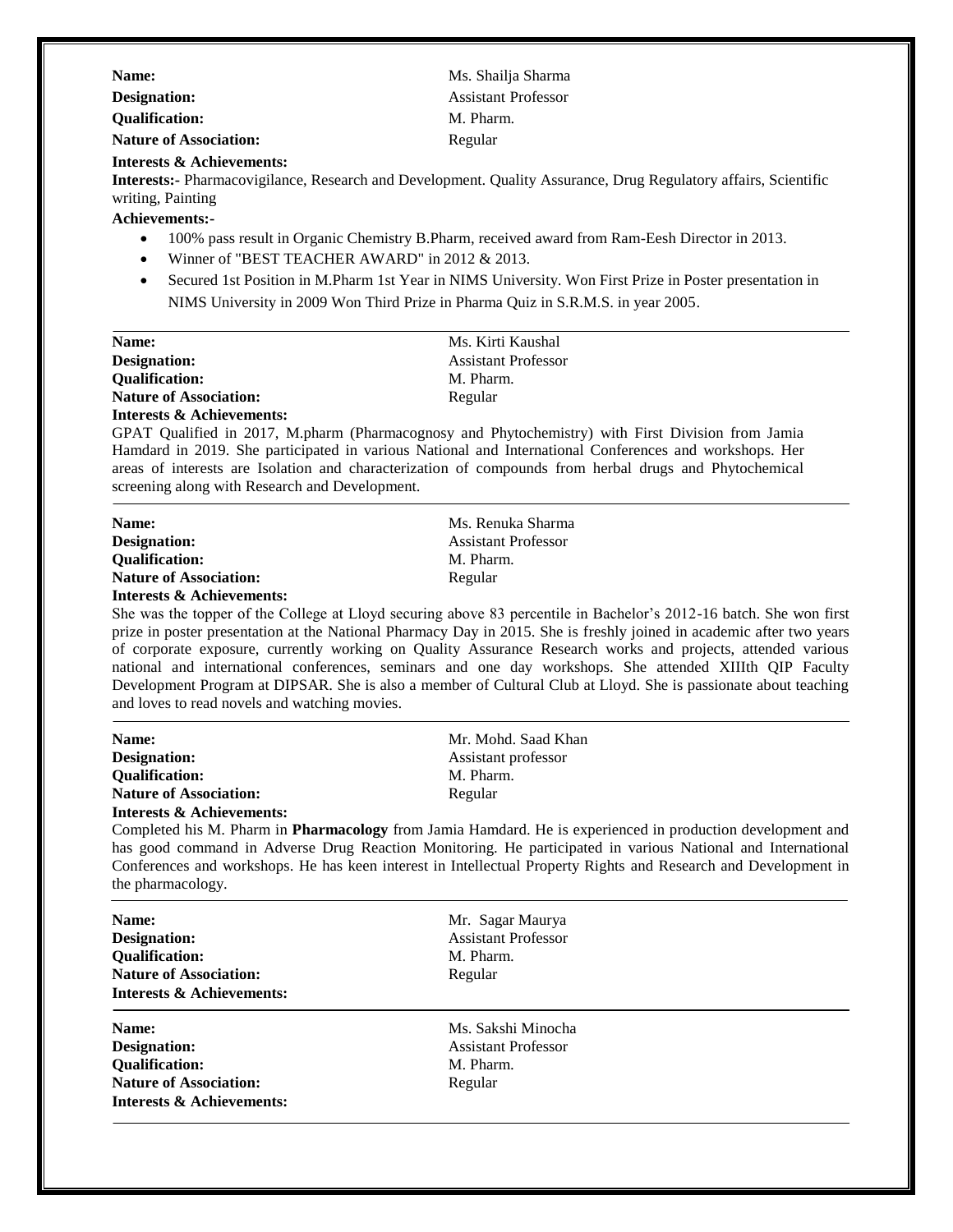**Name:** Ms. Shailja Sharma

**Designation:** Assistant Professor

**Qualification:** M. Pharm.

**Nature of Association:** Regular

**Interests & Achievements:**

**Interests:-** Pharmacovigilance, Research and Development. Quality Assurance, Drug Regulatory affairs, Scientific writing, Painting

**Achievements:-**

- 100% pass result in Organic Chemistry B.Pharm, received award from Ram-Eesh Director in 2013.
- Winner of "BEST TEACHER AWARD" in 2012 & 2013.
- Secured 1st Position in M.Pharm 1st Year in NIMS University. Won First Prize in Poster presentation in NIMS University in 2009 Won Third Prize in Pharma Quiz in S.R.M.S. in year 2005.

---

**Name:** Ms. Kirti Kaushal

**Designation:** Assistant Professor

**Qualification:** M. Pharm.

**Nature of Association:** Regular

**Interests & Achievements:**

GPAT Qualified in 2017, M.pharm (Pharmacognosy and Phytochemistry) with First Division from Jamia Hamdard in 2019. She participated in various National and International Conferences and workshops. Her areas of interests are Isolation and characterization of compounds from herbal drugs and Phytochemical screening along with Research and Development.

---

**Name:** Ms. Renuka Sharma

**Designation:** Assistant Professor

**Qualification:** M. Pharm.

**Nature of Association:** Regular

**Interests & Achievements:**

She was the topper of the College at Lloyd securing above 83 percentile in Bachelor's 2012-16 batch. She won first prize in poster presentation at the National Pharmacy Day in 2015. She is freshly joined in academic after two years of corporate exposure, currently working on Quality Assurance Research works and projects, attended various national and international conferences, seminars and one day workshops. She attended XIIIth QIP Faculty Development Program at DIPSAR. She is also a member of Cultural Club at Lloyd. She is passionate about teaching and loves to read novels and watching movies.

---

**Name:** Mr. Mohd. Saad Khan

**Designation:** Assistant professor

**Qualification:** M. Pharm.

**Nature of Association:** Regular

**Interests & Achievements:**

Completed his M. Pharm in **Pharmacology** from Jamia Hamdard. He is experienced in production development and has good command in Adverse Drug Reaction Monitoring. He participated in various National and International Conferences and workshops. He has keen interest in Intellectual Property Rights and Research and Development in the pharmacology.

---

**Name:** Mr. Sagar Maurya

**Designation:** Assistant Professor

**Qualification:** M. Pharm.

**Nature of Association:** Regular

**Interests & Achievements:**

---

**Name:** Ms. Sakshi Minocha

**Designation:** Assistant Professor

**Qualification:** M. Pharm.

**Nature of Association:** Regular

**Interests & Achievements:**

---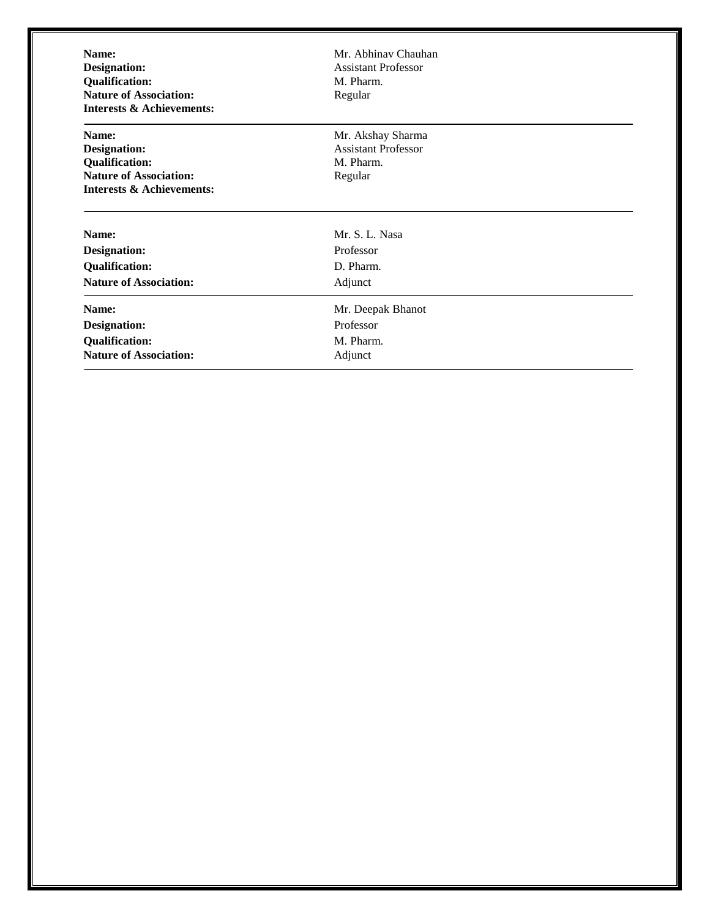**Name:** Mr. Abhinav Chauhan
**Designation:** Assistant Professor
**Qualification:** M. Pharm.
**Nature of Association:** Regular
**Interests & Achievements:**

---

**Name:** Mr. Akshay Sharma
**Designation:** Assistant Professor
**Qualification:** M. Pharm.
**Nature of Association:** Regular
**Interests & Achievements:**

---

**Name:** Mr. S. L. Nasa
**Designation:** Professor
**Qualification:** D. Pharm.
**Nature of Association:** Adjunct

---

**Name:** Mr. Deepak Bhanot
**Designation:** Professor
**Qualification:** M. Pharm.
**Nature of Association:** Adjunct

---